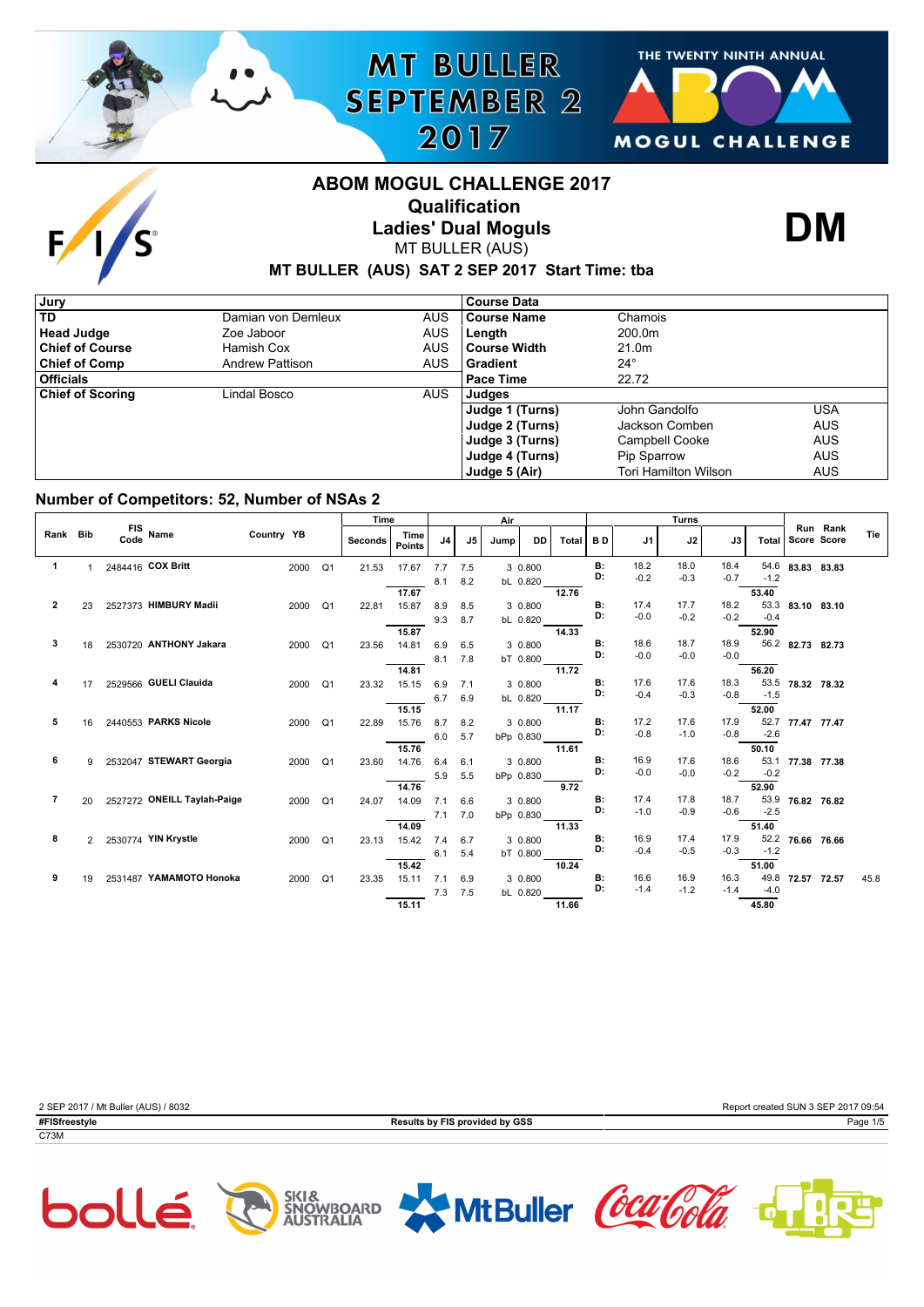# ABOM MOGUL CHALLENGE 2017

## Qualification

## Ladies' Dual Moguls

MT BULLER (AUS)

**DM**

**MT BULLER (AUS) SAT 2 SEP 2017 Start Time: tba**

| Jury | | |
|---|---|---|
| TD | Damian von Demleux | AUS |
| Head Judge | Zoe Jaboor | AUS |
| Chief of Course | Hamish Cox | AUS |
| Chief of Comp | Andrew Pattison | AUS |
| Officials | | |
| Chief of Scoring | Lindal Bosco | AUS |

| Course Data | | |
|---|---|---|
| Course Name | Chamois | |
| Length | 200.0m | |
| Course Width | 21.0m | |
| Gradient | 24° | |
| Pace Time | 22.72 | |
| Judges | | |
| Judge 1 (Turns) | John Gandolfo | USA |
| Judge 2 (Turns) | Jackson Comben | AUS |
| Judge 3 (Turns) | Campbell Cooke | AUS |
| Judge 4 (Turns) | Pip Sparrow | AUS |
| Judge 5 (Air) | Tori Hamilton Wilson | AUS |

### Number of Competitors: 52, Number of NSAs 2

| Rank | Bib | FIS Code | Name | Country | YB | | Time Seconds | Time Points | Air J4 | Air J5 | Jump | DD | Air Total | B D | Turns J1 | Turns J2 | Turns J3 | Turns Total | Run Score | Rank Score | Tie |
|---|---|---|---|---|---|---|---|---|---|---|---|---|---|---|---|---|---|---|---|---|---|
| 1 | 1 | 2484416 | COX Britt | | 2000 | Q1 | 21.53 | 17.67 | 7.7 | 7.5 | 3 | 0.800 | | B: | 18.2 | 18.0 | 18.4 | 54.6 | 83.83 | 83.83 | |
| | | | | | | | | | 8.1 | 8.2 | bL | 0.820 | | D: | -0.2 | -0.3 | -0.7 | -1.2 | | | |
| | | | | | | | | 17.67 | | | | | 12.76 | | | | | 53.40 | | | |
| 2 | 23 | 2527373 | HIMBURY Madii | | 2000 | Q1 | 22.81 | 15.87 | 8.9 | 8.5 | 3 | 0.800 | | B: | 17.4 | 17.7 | 18.2 | 53.3 | 83.10 | 83.10 | |
| | | | | | | | | | 9.3 | 8.7 | bL | 0.820 | | D: | -0.0 | -0.2 | -0.2 | -0.4 | | | |
| | | | | | | | | 15.87 | | | | | 14.33 | | | | | 52.90 | | | |
| 3 | 18 | 2530720 | ANTHONY Jakara | | 2000 | Q1 | 23.56 | 14.81 | 6.9 | 6.5 | 3 | 0.800 | | B: | 18.6 | 18.7 | 18.9 | 56.2 | 82.73 | 82.73 | |
| | | | | | | | | | 8.1 | 7.8 | bT | 0.800 | | D: | -0.0 | -0.0 | -0.0 | | | | |
| | | | | | | | | 14.81 | | | | | 11.72 | | | | | 56.20 | | | |
| 4 | 17 | 2529566 | GUELI Clauida | | 2000 | Q1 | 23.32 | 15.15 | 6.9 | 7.1 | 3 | 0.800 | | B: | 17.6 | 17.6 | 18.3 | 53.5 | 78.32 | 78.32 | |
| | | | | | | | | | 6.7 | 6.9 | bL | 0.820 | | D: | -0.4 | -0.3 | -0.8 | -1.5 | | | |
| | | | | | | | | 15.15 | | | | | 11.17 | | | | | 52.00 | | | |
| 5 | 16 | 2440553 | PARKS Nicole | | 2000 | Q1 | 22.89 | 15.76 | 8.7 | 8.2 | 3 | 0.800 | | B: | 17.2 | 17.6 | 17.9 | 52.7 | 77.47 | 77.47 | |
| | | | | | | | | | 6.0 | 5.7 | bPp | 0.830 | | D: | -0.8 | -1.0 | -0.8 | -2.6 | | | |
| | | | | | | | | 15.76 | | | | | 11.61 | | | | | 50.10 | | | |
| 6 | 9 | 2532047 | STEWART Georgia | | 2000 | Q1 | 23.60 | 14.76 | 6.4 | 6.1 | 3 | 0.800 | | B: | 16.9 | 17.6 | 18.6 | 53.1 | 77.38 | 77.38 | |
| | | | | | | | | | 5.9 | 5.5 | bPp | 0.830 | | D: | -0.0 | -0.0 | -0.2 | -0.2 | | | |
| | | | | | | | | 14.76 | | | | | 9.72 | | | | | 52.90 | | | |
| 7 | 20 | 2527272 | ONEILL Taylah-Paige | | 2000 | Q1 | 24.07 | 14.09 | 7.1 | 6.6 | 3 | 0.800 | | B: | 17.4 | 17.8 | 18.7 | 53.9 | 76.82 | 76.82 | |
| | | | | | | | | | 7.1 | 7.0 | bPp | 0.830 | | D: | -1.0 | -0.9 | -0.6 | -2.5 | | | |
| | | | | | | | | 14.09 | | | | | 11.33 | | | | | 51.40 | | | |
| 8 | 2 | 2530774 | YIN Krystle | | 2000 | Q1 | 23.13 | 15.42 | 7.4 | 6.7 | 3 | 0.800 | | B: | 16.9 | 17.4 | 17.9 | 52.2 | 76.66 | 76.66 | |
| | | | | | | | | | 6.1 | 5.4 | bT | 0.800 | | D: | -0.4 | -0.5 | -0.3 | -1.2 | | | |
| | | | | | | | | 15.42 | | | | | 10.24 | | | | | 51.00 | | | |
| 9 | 19 | 2531487 | YAMAMOTO Honoka | | 2000 | Q1 | 23.35 | 15.11 | 7.1 | 6.9 | 3 | 0.800 | | B: | 16.6 | 16.9 | 16.3 | 49.8 | 72.57 | 72.57 | 45.8 |
| | | | | | | | | | 7.3 | 7.5 | bL | 0.820 | | D: | -1.4 | -1.2 | -1.4 | -4.0 | | | |
| | | | | | | | | 15.11 | | | | | 11.66 | | | | | 45.80 | | | |

2 SEP 2017 / Mt Buller (AUS) / 8032

Report created SUN 3 SEP 2017 09:54

#FISfreestyle

Results by FIS provided by GSS

C73M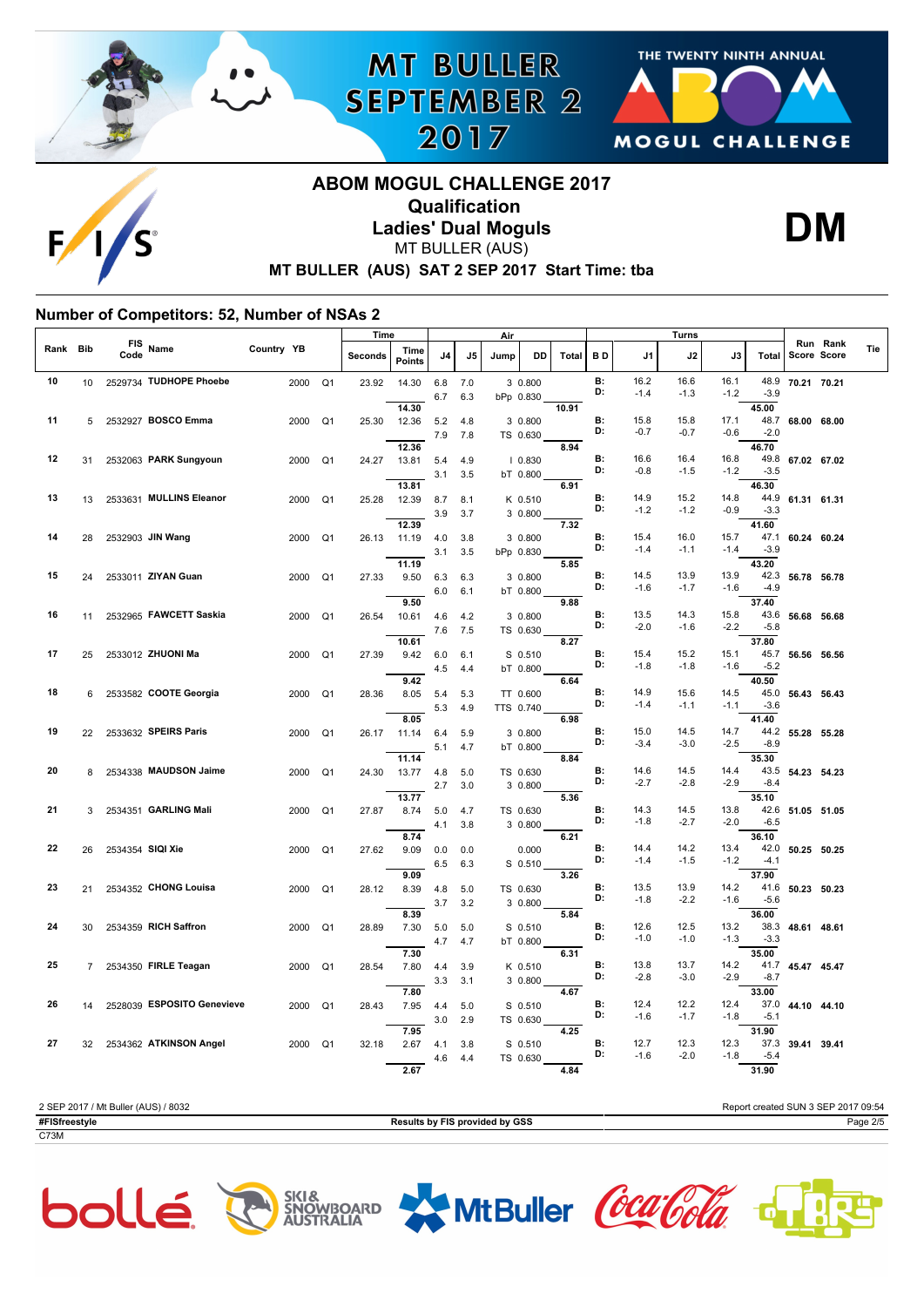## ABOM MOGUL CHALLENGE 2017
### Qualification
### Ladies' Dual Moguls
MT BULLER (AUS)

**MT BULLER (AUS) SAT 2 SEP 2017 Start Time: tba**

**DM**

### Number of Competitors: 52, Number of NSAs 2

| Rank | Bib | FIS Code | Name | Country | YB | | Time Seconds | Time Points | Air J4 | Air J5 | Jump | DD | Air Total | B D | Turns J1 | Turns J2 | Turns J3 | Turns Total | Run Score | Rank Score | Tie |
|---|---|---|---|---|---|---|---|---|---|---|---|---|---|---|---|---|---|---|---|---|---|
| 10 | 10 | 2529734 | TUDHOPE Phoebe | | 2000 | Q1 | 23.92 | 14.30 | 6.8 | 7.0 | 3 | 0.800 | | B: | 16.2 | 16.6 | 16.1 | 48.9 | 70.21 | 70.21 | |
| | | | | | | | | | 6.7 | 6.3 | bPp | 0.830 | | D: | -1.4 | -1.3 | -1.2 | -3.9 | | | |
| | | | | | | | | 14.30 | | | | | 10.91 | | | | | 45.00 | | | |
| 11 | 5 | 2532927 | BOSCO Emma | | 2000 | Q1 | 25.30 | 12.36 | 5.2 | 4.8 | 3 | 0.800 | | B: | 15.8 | 15.8 | 17.1 | 48.7 | 68.00 | 68.00 | |
| | | | | | | | | | 7.9 | 7.8 | TS | 0.630 | | D: | -0.7 | -0.7 | -0.6 | -2.0 | | | |
| | | | | | | | | 12.36 | | | | | 8.94 | | | | | 46.70 | | | |
| 12 | 31 | 2532063 | PARK Sungyoun | | 2000 | Q1 | 24.27 | 13.81 | 5.4 | 4.9 | I | 0.830 | | B: | 16.6 | 16.4 | 16.8 | 49.8 | 67.02 | 67.02 | |
| | | | | | | | | | 3.1 | 3.5 | bT | 0.800 | | D: | -0.8 | -1.5 | -1.2 | -3.5 | | | |
| | | | | | | | | 13.81 | | | | | 6.91 | | | | | 46.30 | | | |
| 13 | 13 | 2533631 | MULLINS Eleanor | | 2000 | Q1 | 25.28 | 12.39 | 8.7 | 8.1 | K | 0.510 | | B: | 14.9 | 15.2 | 14.8 | 44.9 | 61.31 | 61.31 | |
| | | | | | | | | | 3.9 | 3.7 | 3 | 0.800 | | D: | -1.2 | -1.2 | -0.9 | -3.3 | | | |
| | | | | | | | | 12.39 | | | | | 7.32 | | | | | 41.60 | | | |
| 14 | 28 | 2532903 | JIN Wang | | 2000 | Q1 | 26.13 | 11.19 | 4.0 | 3.8 | 3 | 0.800 | | B: | 15.4 | 16.0 | 15.7 | 47.1 | 60.24 | 60.24 | |
| | | | | | | | | | 3.1 | 3.5 | bPp | 0.830 | | D: | -1.4 | -1.1 | -1.4 | -3.9 | | | |
| | | | | | | | | 11.19 | | | | | 5.85 | | | | | 43.20 | | | |
| 15 | 24 | 2533011 | ZIYAN Guan | | 2000 | Q1 | 27.33 | 9.50 | 6.3 | 6.3 | 3 | 0.800 | | B: | 14.5 | 13.9 | 13.9 | 42.3 | 56.78 | 56.78 | |
| | | | | | | | | | 6.0 | 6.1 | bT | 0.800 | | D: | -1.6 | -1.7 | -1.6 | -4.9 | | | |
| | | | | | | | | 9.50 | | | | | 9.88 | | | | | 37.40 | | | |
| 16 | 11 | 2532965 | FAWCETT Saskia | | 2000 | Q1 | 26.54 | 10.61 | 4.6 | 4.2 | 3 | 0.800 | | B: | 13.5 | 14.3 | 15.8 | 43.6 | 56.68 | 56.68 | |
| | | | | | | | | | 7.6 | 7.5 | TS | 0.630 | | D: | -2.0 | -1.6 | -2.2 | -5.8 | | | |
| | | | | | | | | 10.61 | | | | | 8.27 | | | | | 37.80 | | | |
| 17 | 25 | 2533012 | ZHUONI Ma | | 2000 | Q1 | 27.39 | 9.42 | 6.0 | 6.1 | S | 0.510 | | B: | 15.4 | 15.2 | 15.1 | 45.7 | 56.56 | 56.56 | |
| | | | | | | | | | 4.5 | 4.4 | bT | 0.800 | | D: | -1.8 | -1.8 | -1.6 | -5.2 | | | |
| | | | | | | | | 9.42 | | | | | 6.64 | | | | | 40.50 | | | |
| 18 | 6 | 2533582 | COOTE Georgia | | 2000 | Q1 | 28.36 | 8.05 | 5.4 | 5.3 | TT | 0.600 | | B: | 14.9 | 15.6 | 14.5 | 45.0 | 56.43 | 56.43 | |
| | | | | | | | | | 5.3 | 4.9 | TTS | 0.740 | | D: | -1.4 | -1.1 | -1.1 | -3.6 | | | |
| | | | | | | | | 8.05 | | | | | 6.98 | | | | | 41.40 | | | |
| 19 | 22 | 2533632 | SPEIRS Paris | | 2000 | Q1 | 26.17 | 11.14 | 6.4 | 5.9 | 3 | 0.800 | | B: | 15.0 | 14.5 | 14.7 | 44.2 | 55.28 | 55.28 | |
| | | | | | | | | | 5.1 | 4.7 | bT | 0.800 | | D: | -3.4 | -3.0 | -2.5 | -8.9 | | | |
| | | | | | | | | 11.14 | | | | | 8.84 | | | | | 35.30 | | | |
| 20 | 8 | 2534338 | MAUDSON Jaime | | 2000 | Q1 | 24.30 | 13.77 | 4.8 | 5.0 | TS | 0.630 | | B: | 14.6 | 14.5 | 14.4 | 43.5 | 54.23 | 54.23 | |
| | | | | | | | | | 2.7 | 3.0 | 3 | 0.800 | | D: | -2.7 | -2.8 | -2.9 | -8.4 | | | |
| | | | | | | | | 13.77 | | | | | 5.36 | | | | | 35.10 | | | |
| 21 | 3 | 2534351 | GARLING Mali | | 2000 | Q1 | 27.87 | 8.74 | 5.0 | 4.7 | TS | 0.630 | | B: | 14.3 | 14.5 | 13.8 | 42.6 | 51.05 | 51.05 | |
| | | | | | | | | | 4.1 | 3.8 | 3 | 0.800 | | D: | -1.8 | -2.7 | -2.0 | -6.5 | | | |
| | | | | | | | | 8.74 | | | | | 6.21 | | | | | 36.10 | | | |
| 22 | 26 | 2534354 | SIQI Xie | | 2000 | Q1 | 27.62 | 9.09 | 0.0 | 0.0 | | 0.000 | | B: | 14.4 | 14.2 | 13.4 | 42.0 | 50.25 | 50.25 | |
| | | | | | | | | | 6.5 | 6.3 | S | 0.510 | | D: | -1.4 | -1.5 | -1.2 | -4.1 | | | |
| | | | | | | | | 9.09 | | | | | 3.26 | | | | | 37.90 | | | |
| 23 | 21 | 2534352 | CHONG Louisa | | 2000 | Q1 | 28.12 | 8.39 | 4.8 | 5.0 | TS | 0.630 | | B: | 13.5 | 13.9 | 14.2 | 41.6 | 50.23 | 50.23 | |
| | | | | | | | | | 3.7 | 3.2 | 3 | 0.800 | | D: | -1.8 | -2.2 | -1.6 | -5.6 | | | |
| | | | | | | | | 8.39 | | | | | 5.84 | | | | | 36.00 | | | |
| 24 | 30 | 2534359 | RICH Saffron | | 2000 | Q1 | 28.89 | 7.30 | 5.0 | 5.0 | S | 0.510 | | B: | 12.6 | 12.5 | 13.2 | 38.3 | 48.61 | 48.61 | |
| | | | | | | | | | 4.7 | 4.7 | bT | 0.800 | | D: | -1.0 | -1.0 | -1.3 | -3.3 | | | |
| | | | | | | | | 7.30 | | | | | 6.31 | | | | | 35.00 | | | |
| 25 | 7 | 2534350 | FIRLE Teagan | | 2000 | Q1 | 28.54 | 7.80 | 4.4 | 3.9 | K | 0.510 | | B: | 13.8 | 13.7 | 14.2 | 41.7 | 45.47 | 45.47 | |
| | | | | | | | | | 3.3 | 3.1 | 3 | 0.800 | | D: | -2.8 | -3.0 | -2.9 | -8.7 | | | |
| | | | | | | | | 7.80 | | | | | 4.67 | | | | | 33.00 | | | |
| 26 | 14 | 2528039 | ESPOSITO Genevieve | | 2000 | Q1 | 28.43 | 7.95 | 4.4 | 5.0 | S | 0.510 | | B: | 12.4 | 12.2 | 12.4 | 37.0 | 44.10 | 44.10 | |
| | | | | | | | | | 3.0 | 2.9 | TS | 0.630 | | D: | -1.6 | -1.7 | -1.8 | -5.1 | | | |
| | | | | | | | | 7.95 | | | | | 4.25 | | | | | 31.90 | | | |
| 27 | 32 | 2534362 | ATKINSON Angel | | 2000 | Q1 | 32.18 | 2.67 | 4.1 | 3.8 | S | 0.510 | | B: | 12.7 | 12.3 | 12.3 | 37.3 | 39.41 | 39.41 | |
| | | | | | | | | | 4.6 | 4.4 | TS | 0.630 | | D: | -1.6 | -2.0 | -1.8 | -5.4 | | | |
| | | | | | | | | 2.67 | | | | | 4.84 | | | | | 31.90 | | | |

2 SEP 2017 / Mt Buller (AUS) / 8032 — Report created SUN 3 SEP 2017 09:54

#FISfreestyle — Results by FIS provided by GSS

C73M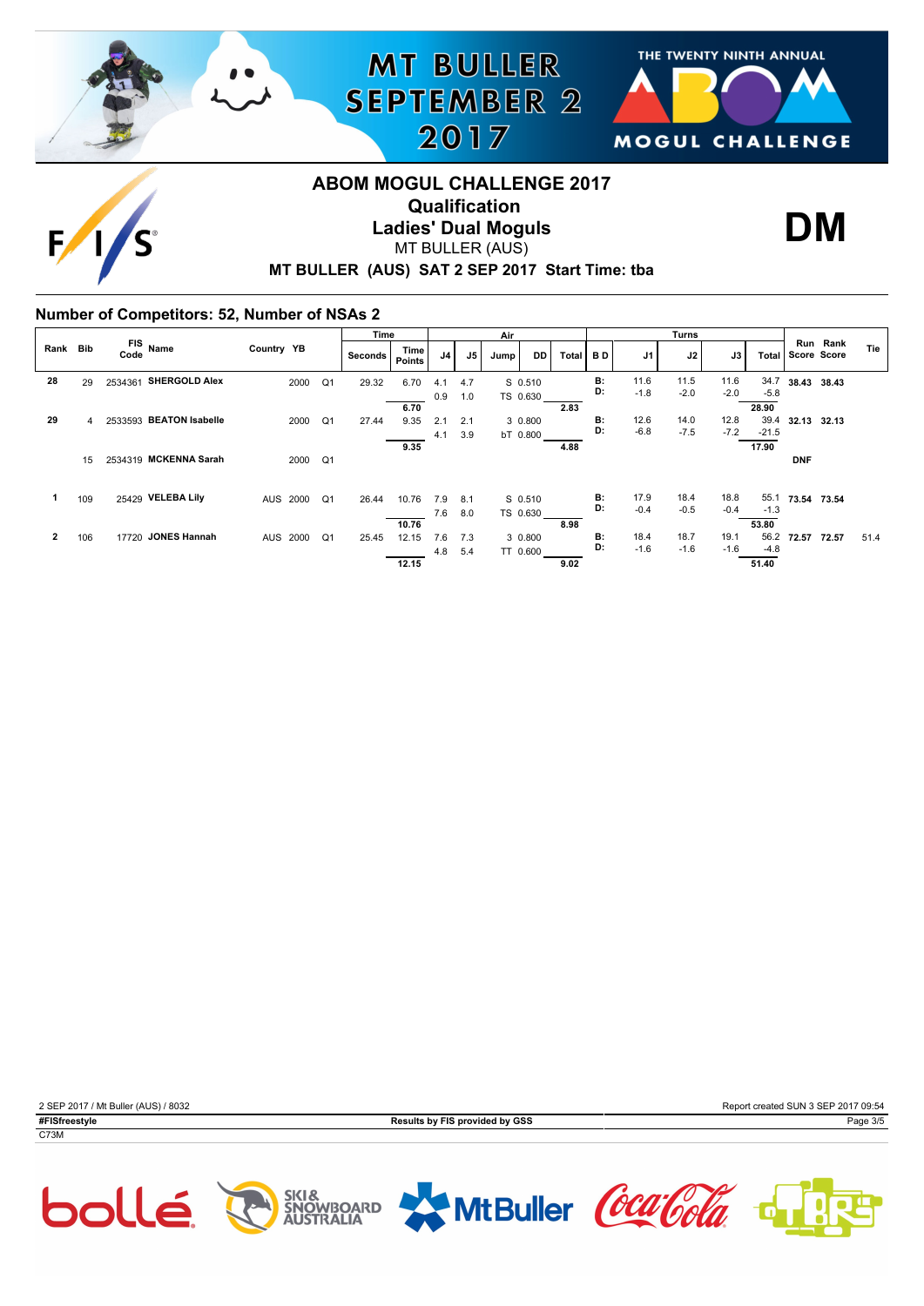# ABOM MOGUL CHALLENGE 2017

## Qualification

## Ladies' Dual Moguls

MT BULLER (AUS)

**MT BULLER (AUS) SAT 2 SEP 2017 Start Time: tba**

**DM**

### Number of Competitors: 52, Number of NSAs 2

| Rank | Bib | FIS Code | Name | Country | YB | | Time Seconds | Time Points | Air J4 | Air J5 | Jump | DD | Air Total | B D | Turns J1 | Turns J2 | Turns J3 | Turns Total | Run Score | Rank Score | Tie |
|---|---|---|---|---|---|---|---|---|---|---|---|---|---|---|---|---|---|---|---|---|---|
| 28 | 29 | 2534361 | SHERGOLD Alex | | 2000 | Q1 | 29.32 | 6.70 | 4.1 | 4.7 | S | 0.510 | | B: | 11.6 | 11.5 | 11.6 | 34.7 | 38.43 | 38.43 | |
| | | | | | | | | | 0.9 | 1.0 | TS | 0.630 | | D: | -1.8 | -2.0 | -2.0 | -5.8 | | | |
| | | | | | | | | 6.70 | | | | | 2.83 | | | | | 28.90 | | | |
| 29 | 4 | 2533593 | BEATON Isabelle | | 2000 | Q1 | 27.44 | 9.35 | 2.1 | 2.1 | 3 | 0.800 | | B: | 12.6 | 14.0 | 12.8 | 39.4 | 32.13 | 32.13 | |
| | | | | | | | | | 4.1 | 3.9 | bT | 0.800 | | D: | -6.8 | -7.5 | -7.2 | -21.5 | | | |
| | | | | | | | | 9.35 | | | | | 4.88 | | | | | 17.90 | | | |
| | 15 | 2534319 | MCKENNA Sarah | | 2000 | Q1 | | | | | | | | | | | | | DNF | | |
| 1 | 109 | 25429 | VELEBA Lily | AUS | 2000 | Q1 | 26.44 | 10.76 | 7.9 | 8.1 | S | 0.510 | | B: | 17.9 | 18.4 | 18.8 | 55.1 | 73.54 | 73.54 | |
| | | | | | | | | | 7.6 | 8.0 | TS | 0.630 | | D: | -0.4 | -0.5 | -0.4 | -1.3 | | | |
| | | | | | | | | 10.76 | | | | | 8.98 | | | | | 53.80 | | | |
| 2 | 106 | 17720 | JONES Hannah | AUS | 2000 | Q1 | 25.45 | 12.15 | 7.6 | 7.3 | 3 | 0.800 | | B: | 18.4 | 18.7 | 19.1 | 56.2 | 72.57 | 72.57 | 51.4 |
| | | | | | | | | | 4.8 | 5.4 | TT | 0.600 | | D: | -1.6 | -1.6 | -1.6 | -4.8 | | | |
| | | | | | | | | 12.15 | | | | | 9.02 | | | | | 51.40 | | | |

2 SEP 2017 / Mt Buller (AUS) / 8032

Report created SUN 3 SEP 2017 09:54

#FISfreestyle

Results by FIS provided by GSS

C73M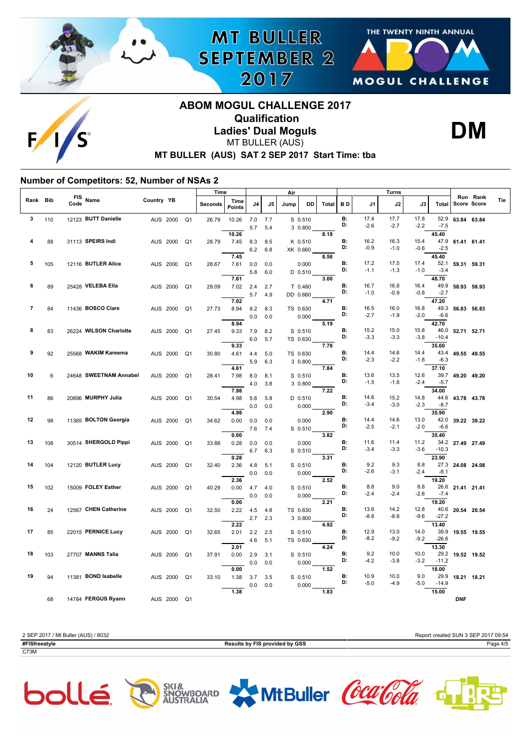# ABOM MOGUL CHALLENGE 2017

## Qualification

## Ladies' Dual Moguls

MT BULLER (AUS)

**MT BULLER (AUS) SAT 2 SEP 2017 Start Time: tba**

**DM**

### Number of Competitors: 52, Number of NSAs 2

| Rank | Bib | FIS Code | Name | Country | YB | | Time Seconds | Time Points | Air J4 | Air J5 | Jump | DD | Air Total | B D | Turns J1 | Turns J2 | Turns J3 | Turns Total | Run Score | Rank Score | Tie |
|---|---|---|---|---|---|---|---|---|---|---|---|---|---|---|---|---|---|---|---|---|---|
| 3 | 110 | 12123 | **BUTT Danielle** | AUS | 2000 | Q1 | 26.79 | 10.26 | 7.0 | 7.7 | S | 0.510 | | B: | 17.4 | 17.7 | 17.8 | 52.9 | **63.84** | **63.84** | |
| | | | | | | | | | 5.7 | 5.4 | 3 | 0.800 | | D: | -2.6 | -2.7 | -2.2 | -7.5 | | | |
| | | | | | | | | 10.26 | | | | | 8.18 | | | | | 45.40 | | | |
| 4 | 88 | 31113 | **SPEIRS Indi** | AUS | 2000 | Q1 | 28.79 | 7.45 | 8.3 | 8.5 | K | 0.510 | | B: | 16.2 | 16.3 | 15.4 | 47.9 | **61.41** | **61.41** | |
| | | | | | | | | | 6.2 | 6.8 | XK | 0.660 | | D: | -0.9 | -1.0 | -0.6 | -2.5 | | | |
| | | | | | | | | 7.45 | | | | | 8.56 | | | | | 45.40 | | | |
| 5 | 105 | 12116 | **BUTLER Alice** | AUS | 2000 | Q1 | 28.67 | 7.61 | 0.0 | 0.0 | | 0.000 | | B: | 17.2 | 17.5 | 17.4 | 52.1 | **59.31** | **59.31** | |
| | | | | | | | | | 5.8 | 6.0 | D | 0.510 | | D: | -1.1 | -1.3 | -1.0 | -3.4 | | | |
| | | | | | | | | 7.61 | | | | | 3.00 | | | | | 48.70 | | | |
| 6 | 89 | 25428 | **VELEBA Ella** | AUS | 2000 | Q1 | 29.09 | 7.02 | 2.4 | 2.7 | T | 0.480 | | B: | 16.7 | 16.8 | 16.4 | 49.9 | **58.93** | **58.93** | |
| | | | | | | | | | 5.7 | 4.9 | DD | 0.660 | | D: | -1.0 | -0.9 | -0.8 | -2.7 | | | |
| | | | | | | | | 7.02 | | | | | 4.71 | | | | | 47.20 | | | |
| 7 | 84 | 11436 | **BOSCO Clare** | AUS | 2000 | Q1 | 27.73 | 8.94 | 8.2 | 8.3 | TS | 0.630 | | B: | 16.5 | 16.0 | 16.8 | 49.3 | **56.83** | **56.83** | |
| | | | | | | | | | 0.0 | 0.0 | | 0.000 | | D: | -2.7 | -1.9 | -2.0 | -6.6 | | | |
| | | | | | | | | 8.94 | | | | | 5.19 | | | | | 42.70 | | | |
| 8 | 83 | 26224 | **WILSON Charlotte** | AUS | 2000 | Q1 | 27.45 | 9.33 | 7.9 | 8.2 | S | 0.510 | | B: | 15.2 | 15.0 | 15.8 | 46.0 | **52.71** | **52.71** | |
| | | | | | | | | | 6.0 | 5.7 | TS | 0.630 | | D: | -3.3 | -3.3 | -3.8 | -10.4 | | | |
| | | | | | | | | 9.33 | | | | | 7.78 | | | | | 35.60 | | | |
| 9 | 92 | 25568 | **WAKIM Kareema** | AUS | 2000 | Q1 | 30.80 | 4.61 | 4.4 | 5.0 | TS | 0.630 | | B: | 14.4 | 14.6 | 14.4 | 43.4 | **49.55** | **49.55** | |
| | | | | | | | | | 5.9 | 6.3 | 3 | 0.800 | | D: | -2.3 | -2.2 | -1.8 | -6.3 | | | |
| | | | | | | | | 4.61 | | | | | 7.84 | | | | | 37.10 | | | |
| 10 | 6 | 24648 | **SWEETNAM Annabel** | AUS | 2000 | Q1 | 28.41 | 7.98 | 8.0 | 8.1 | S | 0.510 | | B: | 13.6 | 13.5 | 12.6 | 39.7 | **49.20** | **49.20** | |
| | | | | | | | | | 4.0 | 3.8 | 3 | 0.800 | | D: | -1.5 | -1.8 | -2.4 | -5.7 | | | |
| | | | | | | | | 7.98 | | | | | 7.22 | | | | | 34.00 | | | |
| 11 | 86 | 20896 | **MURPHY Julia** | AUS | 2000 | Q1 | 30.54 | 4.98 | 5.6 | 5.8 | D | 0.510 | | B: | 14.6 | 15.2 | 14.8 | 44.6 | **43.78** | **43.78** | |
| | | | | | | | | | 0.0 | 0.0 | | 0.000 | | D: | -3.4 | -3.0 | -2.3 | -8.7 | | | |
| | | | | | | | | 4.98 | | | | | 2.90 | | | | | 35.90 | | | |
| 12 | 98 | 11365 | **BOLTON Georgia** | AUS | 2000 | Q1 | 34.62 | 0.00 | 0.0 | 0.0 | | 0.000 | | B: | 14.4 | 14.6 | 13.0 | 42.0 | **39.22** | **39.22** | |
| | | | | | | | | | 7.6 | 7.4 | S | 0.510 | | D: | -2.5 | -2.1 | -2.0 | -6.6 | | | |
| | | | | | | | | 0.00 | | | | | 3.82 | | | | | 35.40 | | | |
| 13 | 108 | 30514 | **SHERGOLD Pippi** | AUS | 2000 | Q1 | 33.88 | 0.28 | 0.0 | 0.0 | | 0.000 | | B: | 11.6 | 11.4 | 11.2 | 34.2 | **27.49** | **27.49** | |
| | | | | | | | | | 6.7 | 6.3 | S | 0.510 | | D: | -3.4 | -3.3 | -3.6 | -10.3 | | | |
| | | | | | | | | 0.28 | | | | | 3.31 | | | | | 23.90 | | | |
| 14 | 104 | 12120 | **BUTLER Lucy** | AUS | 2000 | Q1 | 32.40 | 2.36 | 4.8 | 5.1 | S | 0.510 | | B: | 9.2 | 9.3 | 8.8 | 27.3 | **24.08** | **24.08** | |
| | | | | | | | | | 0.0 | 0.0 | | 0.000 | | D: | -2.6 | -3.1 | -2.4 | -8.1 | | | |
| | | | | | | | | 2.36 | | | | | 2.52 | | | | | 19.20 | | | |
| 15 | 102 | 15009 | **FOLEY Esther** | AUS | 2000 | Q1 | 40.29 | 0.00 | 4.7 | 4.0 | S | 0.510 | | B: | 8.8 | 9.0 | 8.8 | 26.6 | **21.41** | **21.41** | |
| | | | | | | | | | 0.0 | 0.0 | | 0.000 | | D: | -2.4 | -2.4 | -2.6 | -7.4 | | | |
| | | | | | | | | 0.00 | | | | | 2.21 | | | | | 19.20 | | | |
| 16 | 24 | 12567 | **CHEN Catherine** | AUS | 2000 | Q1 | 32.50 | 2.22 | 4.5 | 4.8 | TS | 0.630 | | B: | 13.6 | 14.2 | 12.8 | 40.6 | **20.54** | **20.54** | |
| | | | | | | | | | 2.7 | 2.3 | 3 | 0.800 | | D: | -8.8 | -8.8 | -9.6 | -27.2 | | | |
| | | | | | | | | 2.22 | | | | | 4.92 | | | | | 13.40 | | | |
| 17 | 85 | 22015 | **PERNICE Lucy** | AUS | 2000 | Q1 | 32.65 | 2.01 | 2.2 | 2.5 | S | 0.510 | | B: | 12.9 | 13.0 | 14.0 | 39.9 | **19.55** | **19.55** | |
| | | | | | | | | | 4.6 | 5.1 | TS | 0.630 | | D: | -8.2 | -9.2 | -9.2 | -26.6 | | | |
| | | | | | | | | 2.01 | | | | | 4.24 | | | | | 13.30 | | | |
| 18 | 103 | 27707 | **MANNS Talia** | AUS | 2000 | Q1 | 37.91 | 0.00 | 2.9 | 3.1 | S | 0.510 | | B: | 9.2 | 10.0 | 10.0 | 29.2 | **19.52** | **19.52** | |
| | | | | | | | | | 0.0 | 0.0 | | 0.000 | | D: | -4.2 | -3.8 | -3.2 | -11.2 | | | |
| | | | | | | | | 0.00 | | | | | 1.52 | | | | | 18.00 | | | |
| 19 | 94 | 11381 | **BOND Isabelle** | AUS | 2000 | Q1 | 33.10 | 1.38 | 3.7 | 3.5 | S | 0.510 | | B: | 10.9 | 10.0 | 9.0 | 29.9 | **18.21** | **18.21** | |
| | | | | | | | | | 0.0 | 0.0 | | 0.000 | | D: | -5.0 | -4.9 | -5.0 | -14.9 | | | |
| | | | | | | | | 1.38 | | | | | 1.83 | | | | | 15.00 | | | |
| | 68 | 14784 | **FERGUS Ryann** | AUS | 2000 | Q1 | | | | | | | | | | | | | **DNF** | | |

2 SEP 2017 / Mt Buller (AUS) / 8032 — Report created SUN 3 SEP 2017 09:54

**#FISfreestyle** — **Results by FIS provided by GSS**

C73M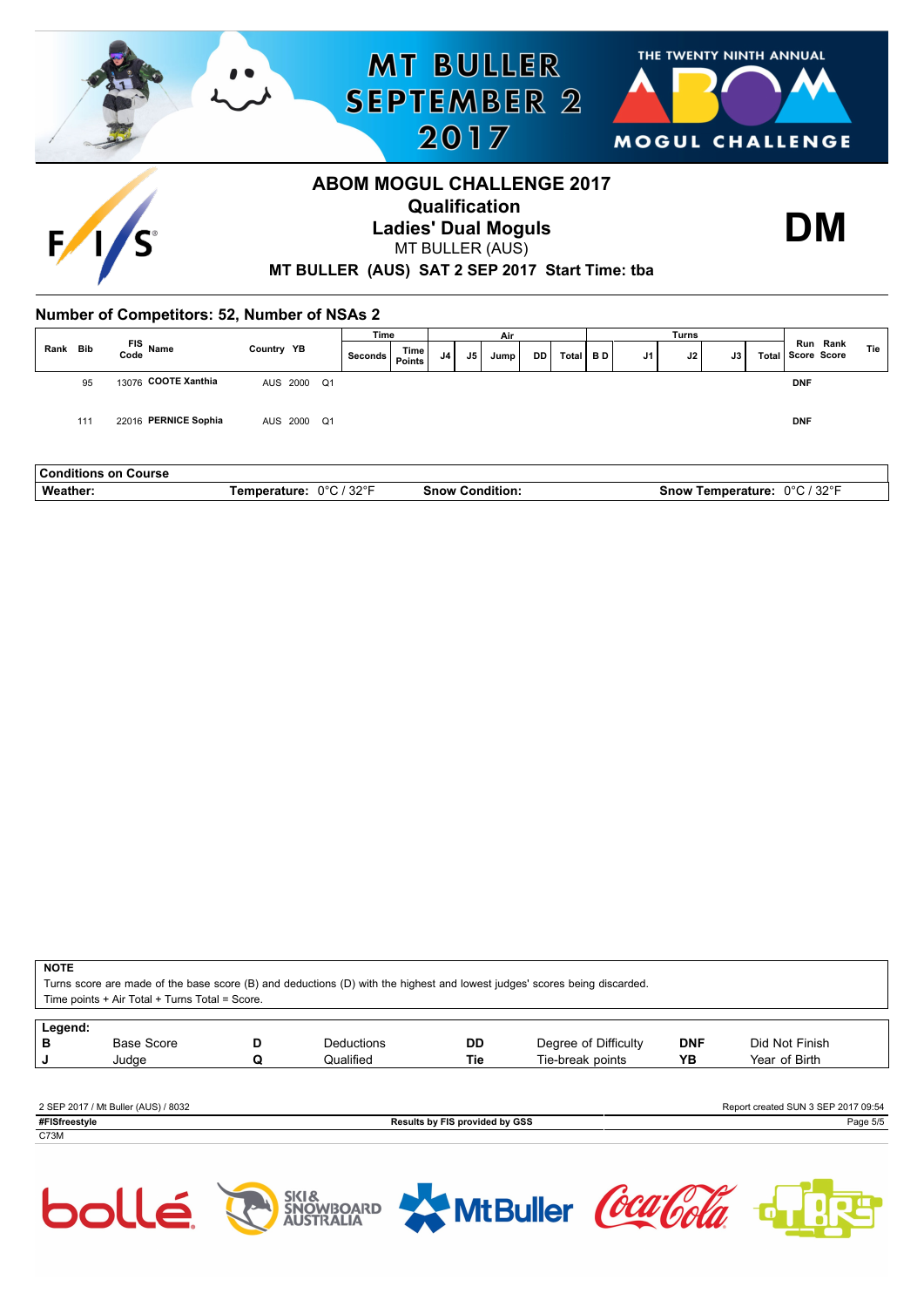# ABOM MOGUL CHALLENGE 2017

## Qualification

## Ladies' Dual Moguls

MT BULLER (AUS)

**MT BULLER (AUS) SAT 2 SEP 2017 Start Time: tba**

**DM**

### Number of Competitors: 52, Number of NSAs 2

| Rank | Bib | FIS Code | Name | Country | YB | | Time Seconds | Time Points | Air J4 | Air J5 | Air Jump | Air DD | Air Total | B D | Turns J1 | Turns J2 | Turns J3 | Turns Total | Run Score | Rank Score | Tie |
|---|---|---|---|---|---|---|---|---|---|---|---|---|---|---|---|---|---|---|---|---|---|
| | 95 | 13076 | **COOTE Xanthia** | AUS | 2000 | Q1 | | | | | | | | | | | | | DNF | | |
| | 111 | 22016 | **PERNICE Sophia** | AUS | 2000 | Q1 | | | | | | | | | | | | | DNF | | |

| Conditions on Course | | | |
|---|---|---|---|
| **Weather:** | **Temperature:** 0°C / 32°F | **Snow Condition:** | **Snow Temperature:** 0°C / 32°F |

**NOTE**

Turns score are made of the base score (B) and deductions (D) with the highest and lowest judges' scores being discarded.
Time points + Air Total + Turns Total = Score.

| Legend: | | | | | | | |
|---|---|---|---|---|---|---|---|
| **B** | Base Score | **D** | Deductions | **DD** | Degree of Difficulty | **DNF** | Did Not Finish |
| **J** | Judge | **Q** | Qualified | **Tie** | Tie-break points | **YB** | Year of Birth |

2 SEP 2017 / Mt Buller (AUS) / 8032 — Report created SUN 3 SEP 2017 09:54

**#FISfreestyle** — **Results by FIS provided by GSS**

C73M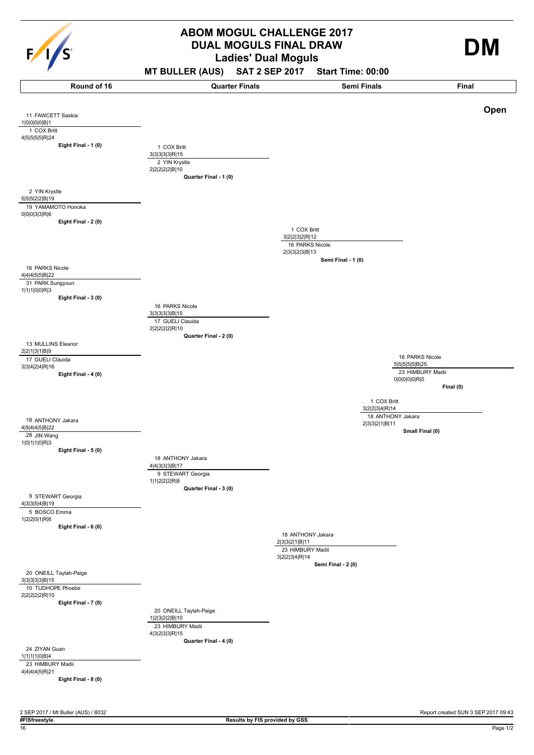# ABOM MOGUL CHALLENGE 2017

## DUAL MOGULS FINAL DRAW

### Ladies' Dual Moguls

**MT BULLER (AUS) SAT 2 SEP 2017 Start Time: 00:00**

**DM**

| Round of 16 | Quarter Finals | Semi Finals | Final |
|---|---|---|---|

**Open**

### Round of 16

**Eight Final - 1 (0)**
- 11 FAWCETT Saskia — 1|0|0|0|0|B|1
- 1 COX Britt — 4|5|5|5|5|R|24

**Eight Final - 2 (0)**
- 2 YIN Krystle — 5|5|5|2|2|B|19
- 19 YAMAMOTO Honoka — 0|0|0|3|3|R|6

**Eight Final - 3 (0)**
- 16 PARKS Nicole — 4|4|4|5|5|B|22
- 31 PARK Sungyoun — 1|1|1|0|0|R|3

**Eight Final - 4 (0)**
- 13 MULLINS Eleanor — 2|2|1|3|1|B|9
- 17 GUELI Clauida — 3|3|4|2|4|R|16

**Eight Final - 5 (0)**
- 18 ANTHONY Jakara — 4|5|4|4|5|B|22
- 28 JIN Wang — 1|0|1|1|0|R|3

**Eight Final - 6 (0)**
- 9 STEWART Georgia — 4|3|3|5|4|B|19
- 5 BOSCO Emma — 1|2|2|0|1|R|6

**Eight Final - 7 (0)**
- 20 ONEILL Taylah-Paige — 3|3|3|3|3|B|15
- 10 TUDHOPE Phoebe — 2|2|2|2|2|R|10

**Eight Final - 8 (0)**
- 24 ZIYAN Guan — 1|1|1|1|0|B|4
- 23 HIMBURY Madii — 4|4|4|4|5|R|21

### Quarter Finals

**Quarter Final - 1 (0)**
- 1 COX Britt — 3|3|3|3|3|R|15
- 2 YIN Krystle — 2|2|2|2|2|B|10

**Quarter Final - 2 (0)**
- 16 PARKS Nicole — 3|3|3|3|3|B|15
- 17 GUELI Clauida — 2|2|2|2|2|R|10

**Quarter Final - 3 (0)**
- 18 ANTHONY Jakara — 4|4|3|3|3|B|17
- 9 STEWART Georgia — 1|1|2|2|2|R|8

**Quarter Final - 4 (0)**
- 20 ONEILL Taylah-Paige — 1|2|3|2|2|B|10
- 23 HIMBURY Madii — 4|3|2|3|3|R|15

### Semi Finals

**Semi Final - 1 (0)**
- 1 COX Britt — 3|2|2|3|2|R|12
- 16 PARKS Nicole — 2|3|3|2|3|B|13

**Semi Final - 2 (0)**
- 18 ANTHONY Jakara — 2|3|3|2|1|B|11
- 23 HIMBURY Madii — 3|2|2|3|4|R|14

### Final

**Final (0)**
- 16 PARKS Nicole — 5|5|5|5|5|B|25
- 23 HIMBURY Madii — 0|0|0|0|0|R|0

**Small Final (0)**
- 1 COX Britt — 3|2|2|3|4|R|14
- 18 ANTHONY Jakara — 2|3|3|2|1|B|11

2 SEP 2017 / Mt Buller (AUS) / 8032 — Report created SUN 3 SEP 2017 09:43

**#FISfreestyle** — **Results by FIS provided by GSS**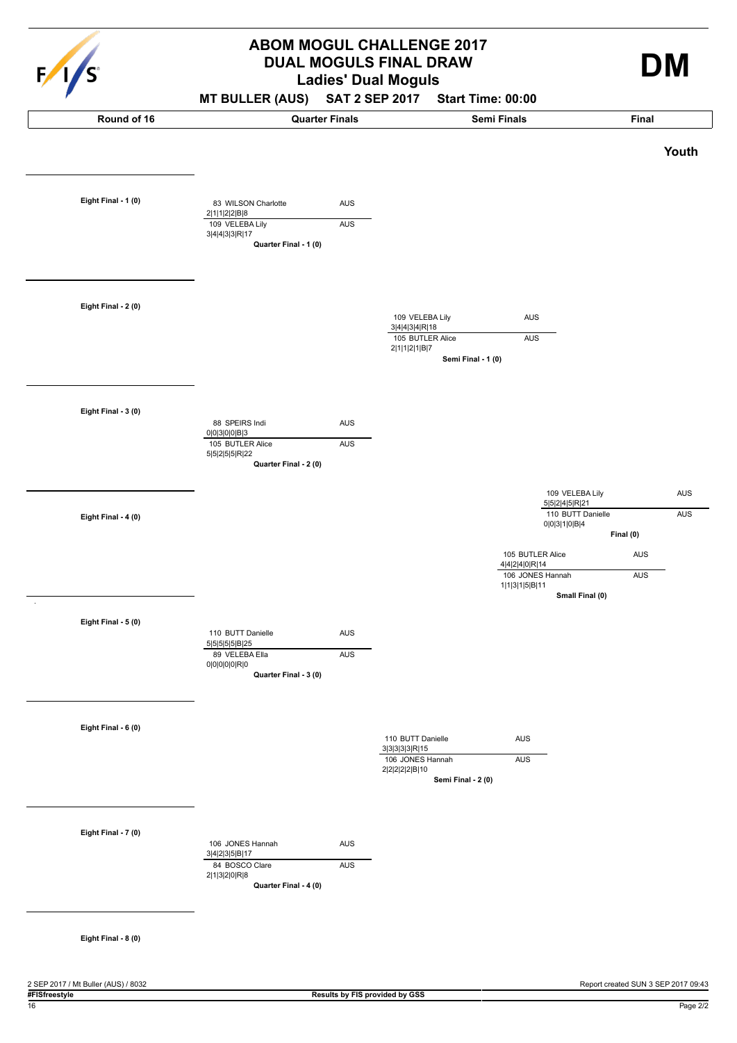# ABOM MOGUL CHALLENGE 2017

## DUAL MOGULS FINAL DRAW

### Ladies' Dual Moguls

**MT BULLER (AUS) SAT 2 SEP 2017 Start Time: 00:00**

**DM**

| Round of 16 | Quarter Finals | Semi Finals | Final |
|---|---|---|---|

**Youth**

**Eight Final - 1 (0)**

**Quarter Final - 1 (0)**

| | |
|---|---|
| 83 WILSON Charlotte 2\|1\|1\|2\|2\|B\|8 | AUS |
| 109 VELEBA Lily 3\|4\|4\|3\|3\|R\|17 | AUS |

**Eight Final - 2 (0)**

**Semi Final - 1 (0)**

| | |
|---|---|
| 109 VELEBA Lily 3\|4\|4\|3\|4\|R\|18 | AUS |
| 105 BUTLER Alice 2\|1\|1\|2\|1\|B\|7 | AUS |

**Eight Final - 3 (0)**

**Quarter Final - 2 (0)**

| | |
|---|---|
| 88 SPEIRS Indi 0\|0\|3\|0\|0\|B\|3 | AUS |
| 105 BUTLER Alice 5\|5\|2\|5\|5\|R\|22 | AUS |

**Eight Final - 4 (0)**

**Final (0)**

| | |
|---|---|
| 109 VELEBA Lily 5\|5\|2\|4\|5\|R\|21 | AUS |
| 110 BUTT Danielle 0\|0\|3\|1\|0\|B\|4 | AUS |

**Small Final (0)**

| | |
|---|---|
| 105 BUTLER Alice 4\|4\|2\|4\|0\|R\|14 | AUS |
| 106 JONES Hannah 1\|1\|3\|1\|5\|B\|11 | AUS |

**Eight Final - 5 (0)**

**Quarter Final - 3 (0)**

| | |
|---|---|
| 110 BUTT Danielle 5\|5\|5\|5\|5\|B\|25 | AUS |
| 89 VELEBA Ella 0\|0\|0\|0\|0\|R\|0 | AUS |

**Eight Final - 6 (0)**

**Semi Final - 2 (0)**

| | |
|---|---|
| 110 BUTT Danielle 3\|3\|3\|3\|3\|R\|15 | AUS |
| 106 JONES Hannah 2\|2\|2\|2\|2\|B\|10 | AUS |

**Eight Final - 7 (0)**

**Quarter Final - 4 (0)**

| | |
|---|---|
| 106 JONES Hannah 3\|4\|2\|3\|5\|B\|17 | AUS |
| 84 BOSCO Clare 2\|1\|3\|2\|0\|R\|8 | AUS |

**Eight Final - 8 (0)**

2 SEP 2017 / Mt Buller (AUS) / 8032

Report created SUN 3 SEP 2017 09:43

**#FISfreestyle**

**Results by FIS provided by GSS**